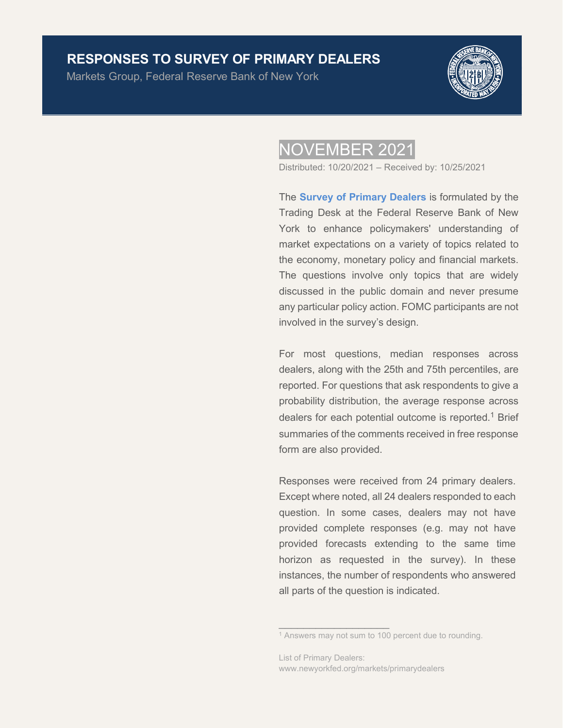# RESPONSES TO SURVEY OF PRIMARY DEALERS

Markets Group, Federal Reserve Bank of New York

## NOVEMBER 2021

Distributed: 10/20/2021 – Received by: 10/25/2021

The **Survey of Primary Dealers** is formulated by the Trading Desk at the Federal Reserve Bank of New York to enhance policymakers' understanding of market expectations on a variety of topics related to the economy, monetary policy and financial markets. The questions involve only topics that are widely discussed in the public domain and never presume any particular policy action. FOMC participants are not involved in the survey's design.

For most questions, median responses across dealers, along with the 25th and 75th percentiles, are reported. For questions that ask respondents to give a probability distribution, the average response across dealers for each potential outcome is reported.[1] Brief summaries of the comments received in free response form are also provided.

Responses were received from 24 primary dealers. Except where noted, all 24 dealers responded to each question. In some cases, dealers may not have provided complete responses (e.g. may not have provided forecasts extending to the same time horizon as requested in the survey). In these instances, the number of respondents who answered all parts of the question is indicated.

[1] Answers may not sum to 100 percent due to rounding.

List of Primary Dealers:
www.newyorkfed.org/markets/primarydealers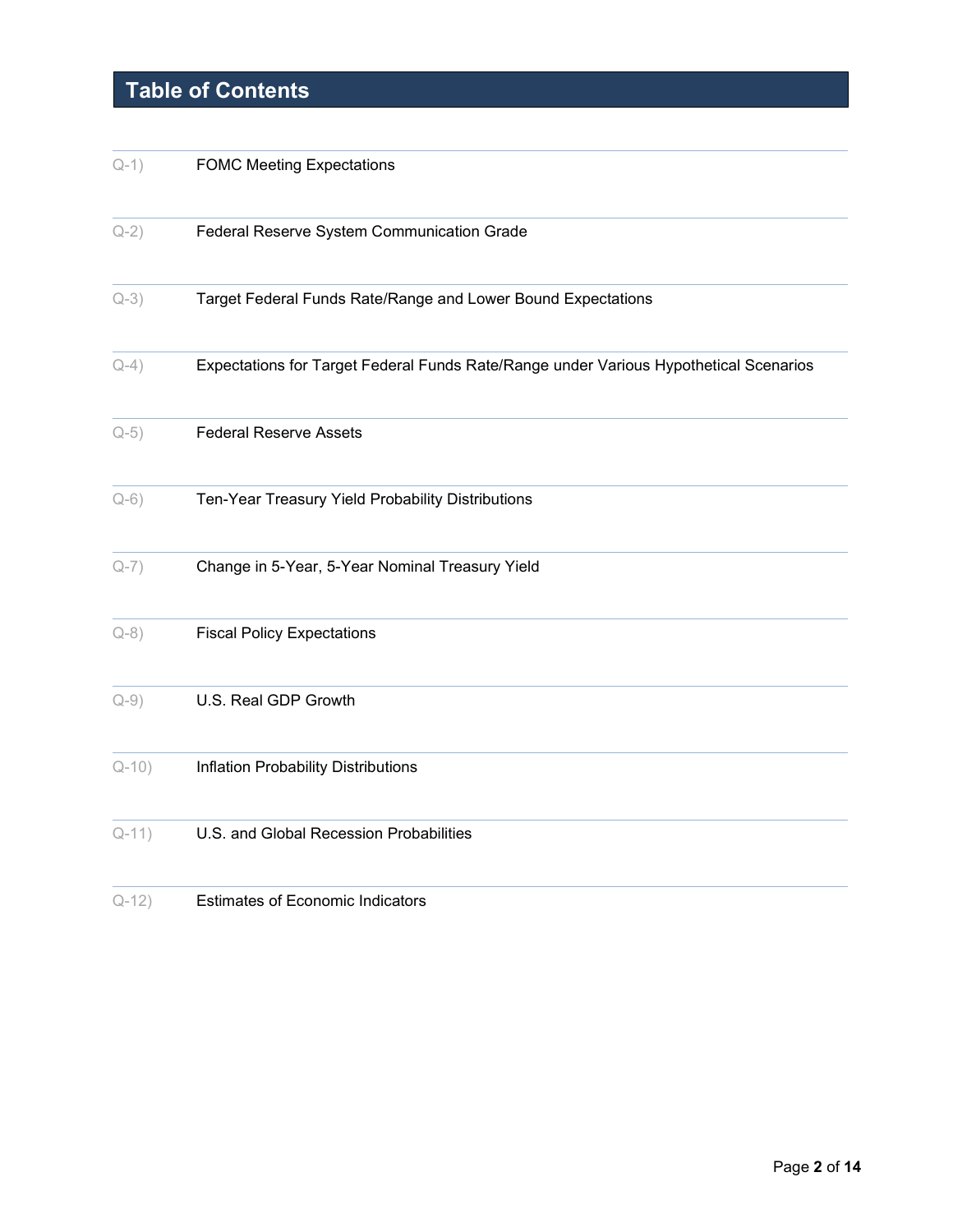## Table of Contents

| | |
|---|---|
| Q-1) | FOMC Meeting Expectations |
| Q-2) | Federal Reserve System Communication Grade |
| Q-3) | Target Federal Funds Rate/Range and Lower Bound Expectations |
| Q-4) | Expectations for Target Federal Funds Rate/Range under Various Hypothetical Scenarios |
| Q-5) | Federal Reserve Assets |
| Q-6) | Ten-Year Treasury Yield Probability Distributions |
| Q-7) | Change in 5-Year, 5-Year Nominal Treasury Yield |
| Q-8) | Fiscal Policy Expectations |
| Q-9) | U.S. Real GDP Growth |
| Q-10) | Inflation Probability Distributions |
| Q-11) | U.S. and Global Recession Probabilities |
| Q-12) | Estimates of Economic Indicators |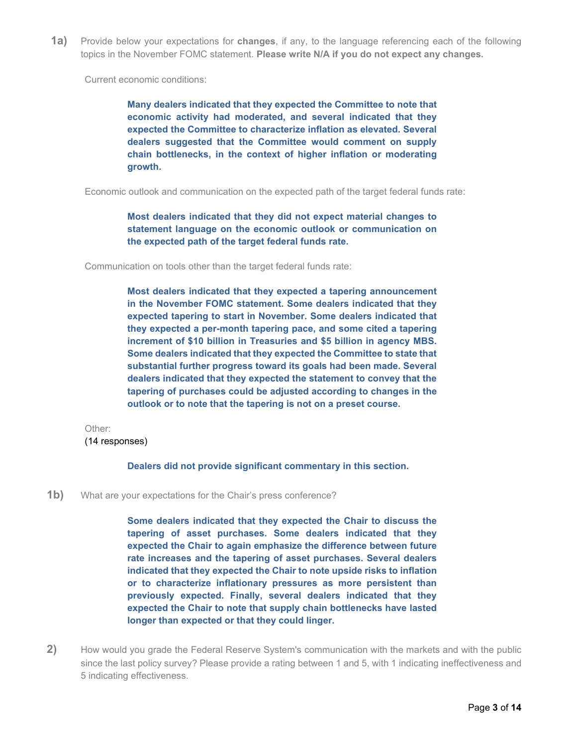**1a)** Provide below your expectations for **changes**, if any, to the language referencing each of the following topics in the November FOMC statement. **Please write N/A if you do not expect any changes.**

Current economic conditions:

> **Many dealers indicated that they expected the Committee to note that economic activity had moderated, and several indicated that they expected the Committee to characterize inflation as elevated. Several dealers suggested that the Committee would comment on supply chain bottlenecks, in the context of higher inflation or moderating growth.**

Economic outlook and communication on the expected path of the target federal funds rate:

> **Most dealers indicated that they did not expect material changes to statement language on the economic outlook or communication on the expected path of the target federal funds rate.**

Communication on tools other than the target federal funds rate:

> **Most dealers indicated that they expected a tapering announcement in the November FOMC statement. Some dealers indicated that they expected tapering to start in November. Some dealers indicated that they expected a per-month tapering pace, and some cited a tapering increment of $10 billion in Treasuries and $5 billion in agency MBS. Some dealers indicated that they expected the Committee to state that substantial further progress toward its goals had been made. Several dealers indicated that they expected the statement to convey that the tapering of purchases could be adjusted according to changes in the outlook or to note that the tapering is not on a preset course.**

Other:
(14 responses)

> **Dealers did not provide significant commentary in this section.**

**1b)** What are your expectations for the Chair's press conference?

> **Some dealers indicated that they expected the Chair to discuss the tapering of asset purchases. Some dealers indicated that they expected the Chair to again emphasize the difference between future rate increases and the tapering of asset purchases. Several dealers indicated that they expected the Chair to note upside risks to inflation or to characterize inflationary pressures as more persistent than previously expected. Finally, several dealers indicated that they expected the Chair to note that supply chain bottlenecks have lasted longer than expected or that they could linger.**

**2)** How would you grade the Federal Reserve System's communication with the markets and with the public since the last policy survey? Please provide a rating between 1 and 5, with 1 indicating ineffectiveness and 5 indicating effectiveness.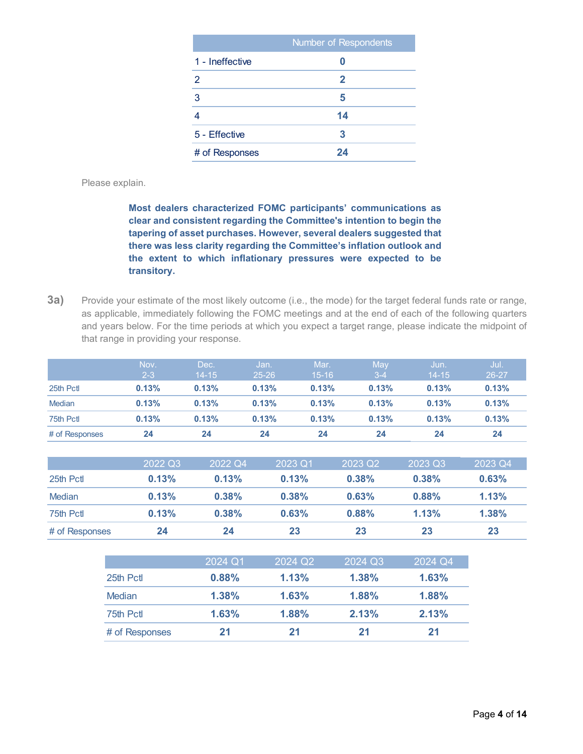| | Number of Respondents |
|---|---|
| 1 - Ineffective | 0 |
| 2 | 2 |
| 3 | 5 |
| 4 | 14 |
| 5 - Effective | 3 |
| # of Responses | 24 |

Please explain.

**Most dealers characterized FOMC participants' communications as clear and consistent regarding the Committee's intention to begin the tapering of asset purchases. However, several dealers suggested that there was less clarity regarding the Committee's inflation outlook and the extent to which inflationary pressures were expected to be transitory.**

**3a)** Provide your estimate of the most likely outcome (i.e., the mode) for the target federal funds rate or range, as applicable, immediately following the FOMC meetings and at the end of each of the following quarters and years below. For the time periods at which you expect a target range, please indicate the midpoint of that range in providing your response.

| | Nov. 2-3 | Dec. 14-15 | Jan. 25-26 | Mar. 15-16 | May 3-4 | Jun. 14-15 | Jul. 26-27 |
|---|---|---|---|---|---|---|---|
| 25th Pctl | 0.13% | 0.13% | 0.13% | 0.13% | 0.13% | 0.13% | 0.13% |
| Median | 0.13% | 0.13% | 0.13% | 0.13% | 0.13% | 0.13% | 0.13% |
| 75th Pctl | 0.13% | 0.13% | 0.13% | 0.13% | 0.13% | 0.13% | 0.13% |
| # of Responses | 24 | 24 | 24 | 24 | 24 | 24 | 24 |

| | 2022 Q3 | 2022 Q4 | 2023 Q1 | 2023 Q2 | 2023 Q3 | 2023 Q4 |
|---|---|---|---|---|---|---|
| 25th Pctl | 0.13% | 0.13% | 0.13% | 0.38% | 0.38% | 0.63% |
| Median | 0.13% | 0.38% | 0.38% | 0.63% | 0.88% | 1.13% |
| 75th Pctl | 0.13% | 0.38% | 0.63% | 0.88% | 1.13% | 1.38% |
| # of Responses | 24 | 24 | 23 | 23 | 23 | 23 |

| | 2024 Q1 | 2024 Q2 | 2024 Q3 | 2024 Q4 |
|---|---|---|---|---|
| 25th Pctl | 0.88% | 1.13% | 1.38% | 1.63% |
| Median | 1.38% | 1.63% | 1.88% | 1.88% |
| 75th Pctl | 1.63% | 1.88% | 2.13% | 2.13% |
| # of Responses | 21 | 21 | 21 | 21 |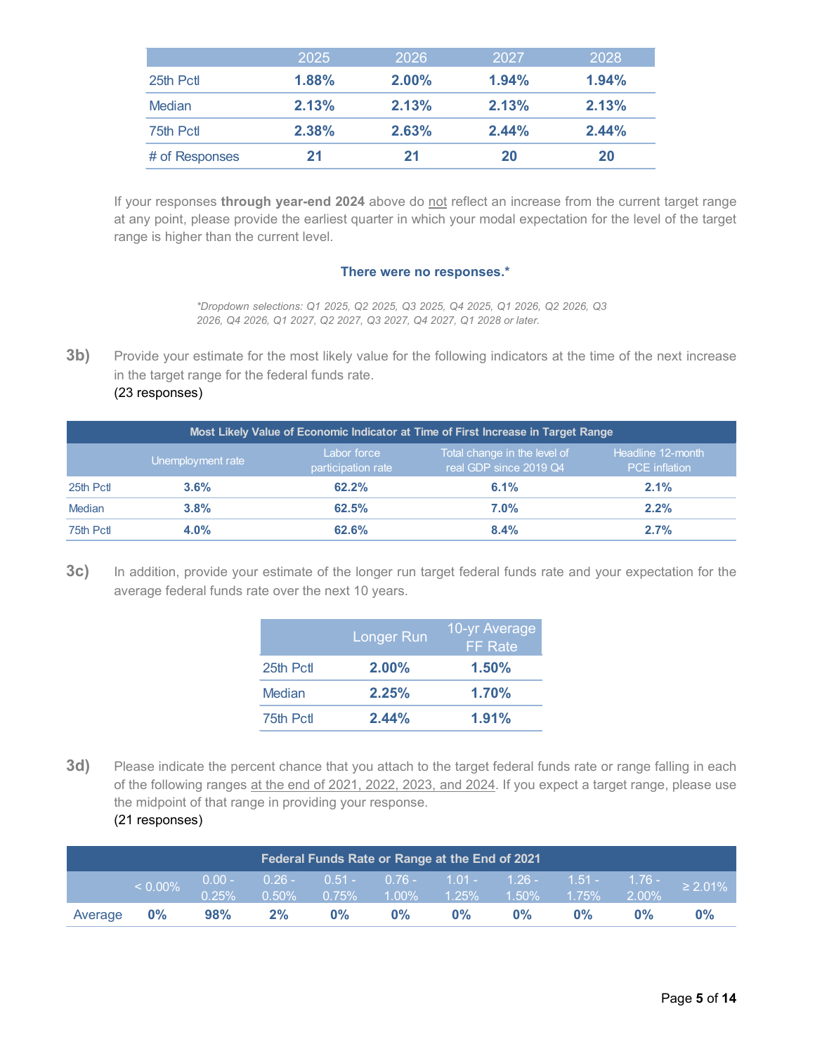| | 2025 | 2026 | 2027 | 2028 |
|---|---|---|---|---|
| 25th Pctl | **1.88%** | **2.00%** | **1.94%** | **1.94%** |
| Median | **2.13%** | **2.13%** | **2.13%** | **2.13%** |
| 75th Pctl | **2.38%** | **2.63%** | **2.44%** | **2.44%** |
| # of Responses | **21** | **21** | **20** | **20** |

If your responses **through year-end 2024** above do not reflect an increase from the current target range at any point, please provide the earliest quarter in which your modal expectation for the level of the target range is higher than the current level.

**There were no responses.***

*\*Dropdown selections: Q1 2025, Q2 2025, Q3 2025, Q4 2025, Q1 2026, Q2 2026, Q3 2026, Q4 2026, Q1 2027, Q2 2027, Q3 2027, Q4 2027, Q1 2028 or later.*

**3b)** Provide your estimate for the most likely value for the following indicators at the time of the next increase in the target range for the federal funds rate.
(23 responses)

| Most Likely Value of Economic Indicator at Time of First Increase in Target Range | | | | |
|---|---|---|---|---|
| | Unemployment rate | Labor force participation rate | Total change in the level of real GDP since 2019 Q4 | Headline 12-month PCE inflation |
| 25th Pctl | **3.6%** | **62.2%** | **6.1%** | **2.1%** |
| Median | **3.8%** | **62.5%** | **7.0%** | **2.2%** |
| 75th Pctl | **4.0%** | **62.6%** | **8.4%** | **2.7%** |

**3c)** In addition, provide your estimate of the longer run target federal funds rate and your expectation for the average federal funds rate over the next 10 years.

| | Longer Run | 10-yr Average FF Rate |
|---|---|---|
| 25th Pctl | **2.00%** | **1.50%** |
| Median | **2.25%** | **1.70%** |
| 75th Pctl | **2.44%** | **1.91%** |

**3d)** Please indicate the percent chance that you attach to the target federal funds rate or range falling in each of the following ranges at the end of 2021, 2022, 2023, and 2024. If you expect a target range, please use the midpoint of that range in providing your response.
(21 responses)

| Federal Funds Rate or Range at the End of 2021 | | | | | | | | | | |
|---|---|---|---|---|---|---|---|---|---|---|
| | < 0.00% | 0.00 - 0.25% | 0.26 - 0.50% | 0.51 - 0.75% | 0.76 - 1.00% | 1.01 - 1.25% | 1.26 - 1.50% | 1.51 - 1.75% | 1.76 - 2.00% | ≥ 2.01% |
| Average | **0%** | **98%** | **2%** | **0%** | **0%** | **0%** | **0%** | **0%** | **0%** | **0%** |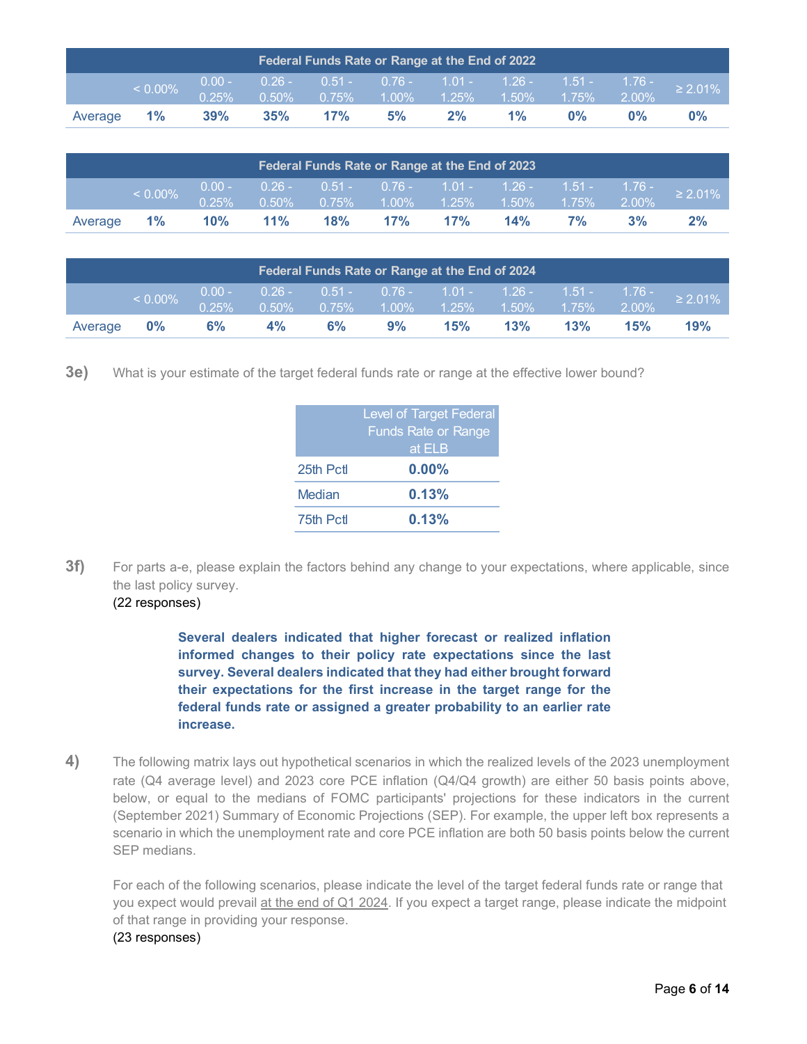| Federal Funds Rate or Range at the End of 2022 | | | | | | | | | | |
|---|---|---|---|---|---|---|---|---|---|---|
| | < 0.00% | 0.00 - 0.25% | 0.26 - 0.50% | 0.51 - 0.75% | 0.76 - 1.00% | 1.01 - 1.25% | 1.26 - 1.50% | 1.51 - 1.75% | 1.76 - 2.00% | ≥ 2.01% |
| Average | **1%** | **39%** | **35%** | **17%** | **5%** | **2%** | **1%** | **0%** | **0%** | **0%** |

| Federal Funds Rate or Range at the End of 2023 | | | | | | | | | | |
|---|---|---|---|---|---|---|---|---|---|---|
| | < 0.00% | 0.00 - 0.25% | 0.26 - 0.50% | 0.51 - 0.75% | 0.76 - 1.00% | 1.01 - 1.25% | 1.26 - 1.50% | 1.51 - 1.75% | 1.76 - 2.00% | ≥ 2.01% |
| Average | **1%** | **10%** | **11%** | **18%** | **17%** | **17%** | **14%** | **7%** | **3%** | **2%** |

| Federal Funds Rate or Range at the End of 2024 | | | | | | | | | | |
|---|---|---|---|---|---|---|---|---|---|---|
| | < 0.00% | 0.00 - 0.25% | 0.26 - 0.50% | 0.51 - 0.75% | 0.76 - 1.00% | 1.01 - 1.25% | 1.26 - 1.50% | 1.51 - 1.75% | 1.76 - 2.00% | ≥ 2.01% |
| Average | **0%** | **6%** | **4%** | **6%** | **9%** | **15%** | **13%** | **13%** | **15%** | **19%** |

**3e)** What is your estimate of the target federal funds rate or range at the effective lower bound?

| | Level of Target Federal Funds Rate or Range at ELB |
|---|---|
| 25th Pctl | **0.00%** |
| Median | **0.13%** |
| 75th Pctl | **0.13%** |

**3f)** For parts a-e, please explain the factors behind any change to your expectations, where applicable, since the last policy survey.
(22 responses)

**Several dealers indicated that higher forecast or realized inflation informed changes to their policy rate expectations since the last survey. Several dealers indicated that they had either brought forward their expectations for the first increase in the target range for the federal funds rate or assigned a greater probability to an earlier rate increase.**

**4)** The following matrix lays out hypothetical scenarios in which the realized levels of the 2023 unemployment rate (Q4 average level) and 2023 core PCE inflation (Q4/Q4 growth) are either 50 basis points above, below, or equal to the medians of FOMC participants' projections for these indicators in the current (September 2021) Summary of Economic Projections (SEP). For example, the upper left box represents a scenario in which the unemployment rate and core PCE inflation are both 50 basis points below the current SEP medians.

For each of the following scenarios, please indicate the level of the target federal funds rate or range that you expect would prevail at the end of Q1 2024. If you expect a target range, please indicate the midpoint of that range in providing your response.
(23 responses)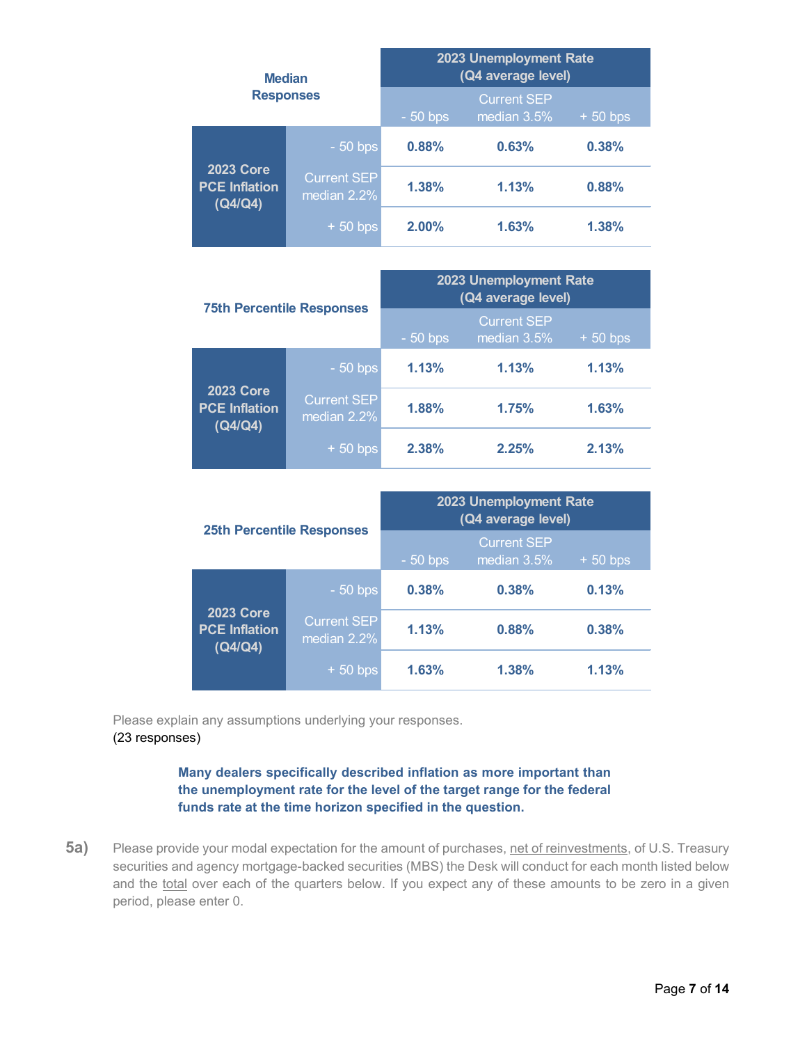| Median Responses | | 2023 Unemployment Rate (Q4 average level) | | |
|---|---|---|---|---|
| | | - 50 bps | Current SEP median 3.5% | + 50 bps |
| 2023 Core PCE Inflation (Q4/Q4) | - 50 bps | 0.88% | 0.63% | 0.38% |
| | Current SEP median 2.2% | 1.38% | 1.13% | 0.88% |
| | + 50 bps | 2.00% | 1.63% | 1.38% |

| 75th Percentile Responses | | 2023 Unemployment Rate (Q4 average level) | | |
|---|---|---|---|---|
| | | - 50 bps | Current SEP median 3.5% | + 50 bps |
| 2023 Core PCE Inflation (Q4/Q4) | - 50 bps | 1.13% | 1.13% | 1.13% |
| | Current SEP median 2.2% | 1.88% | 1.75% | 1.63% |
| | + 50 bps | 2.38% | 2.25% | 2.13% |

| 25th Percentile Responses | | 2023 Unemployment Rate (Q4 average level) | | |
|---|---|---|---|---|
| | | - 50 bps | Current SEP median 3.5% | + 50 bps |
| 2023 Core PCE Inflation (Q4/Q4) | - 50 bps | 0.38% | 0.38% | 0.13% |
| | Current SEP median 2.2% | 1.13% | 0.88% | 0.38% |
| | + 50 bps | 1.63% | 1.38% | 1.13% |

Please explain any assumptions underlying your responses.
(23 responses)

**Many dealers specifically described inflation as more important than the unemployment rate for the level of the target range for the federal funds rate at the time horizon specified in the question.**

**5a)** Please provide your modal expectation for the amount of purchases, net of reinvestments, of U.S. Treasury securities and agency mortgage-backed securities (MBS) the Desk will conduct for each month listed below and the total over each of the quarters below. If you expect any of these amounts to be zero in a given period, please enter 0.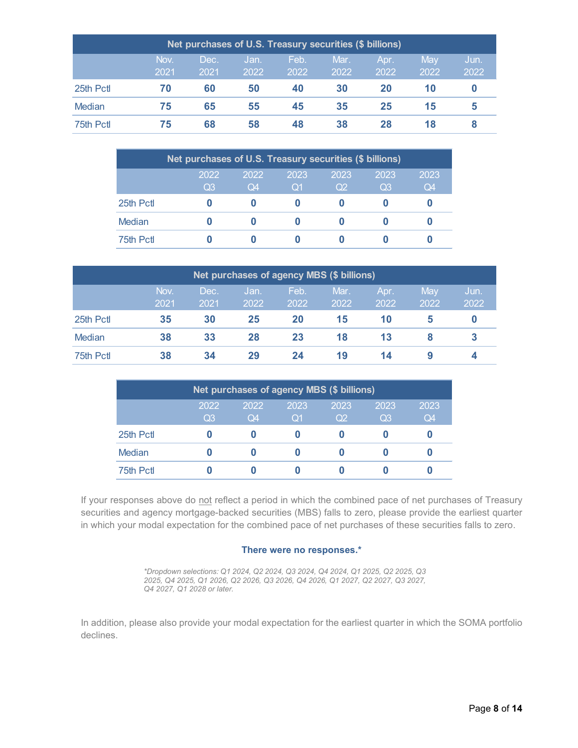| Net purchases of U.S. Treasury securities ($ billions) | | | | | | | | |
|---|---|---|---|---|---|---|---|---|
| | Nov. 2021 | Dec. 2021 | Jan. 2022 | Feb. 2022 | Mar. 2022 | Apr. 2022 | May 2022 | Jun. 2022 |
| 25th Pctl | **70** | **60** | **50** | **40** | **30** | **20** | **10** | **0** |
| Median | **75** | **65** | **55** | **45** | **35** | **25** | **15** | **5** |
| 75th Pctl | **75** | **68** | **58** | **48** | **38** | **28** | **18** | **8** |

| Net purchases of U.S. Treasury securities ($ billions) | | | | | | |
|---|---|---|---|---|---|---|
| | 2022 Q3 | 2022 Q4 | 2023 Q1 | 2023 Q2 | 2023 Q3 | 2023 Q4 |
| 25th Pctl | **0** | **0** | **0** | **0** | **0** | **0** |
| Median | **0** | **0** | **0** | **0** | **0** | **0** |
| 75th Pctl | **0** | **0** | **0** | **0** | **0** | **0** |

| Net purchases of agency MBS ($ billions) | | | | | | | | |
|---|---|---|---|---|---|---|---|---|
| | Nov. 2021 | Dec. 2021 | Jan. 2022 | Feb. 2022 | Mar. 2022 | Apr. 2022 | May 2022 | Jun. 2022 |
| 25th Pctl | **35** | **30** | **25** | **20** | **15** | **10** | **5** | **0** |
| Median | **38** | **33** | **28** | **23** | **18** | **13** | **8** | **3** |
| 75th Pctl | **38** | **34** | **29** | **24** | **19** | **14** | **9** | **4** |

| Net purchases of agency MBS ($ billions) | | | | | | |
|---|---|---|---|---|---|---|
| | 2022 Q3 | 2022 Q4 | 2023 Q1 | 2023 Q2 | 2023 Q3 | 2023 Q4 |
| 25th Pctl | **0** | **0** | **0** | **0** | **0** | **0** |
| Median | **0** | **0** | **0** | **0** | **0** | **0** |
| 75th Pctl | **0** | **0** | **0** | **0** | **0** | **0** |

If your responses above do not reflect a period in which the combined pace of net purchases of Treasury securities and agency mortgage-backed securities (MBS) falls to zero, please provide the earliest quarter in which your modal expectation for the combined pace of net purchases of these securities falls to zero.

**There were no responses.***

*\*Dropdown selections: Q1 2024, Q2 2024, Q3 2024, Q4 2024, Q1 2025, Q2 2025, Q3 2025, Q4 2025, Q1 2026, Q2 2026, Q3 2026, Q4 2026, Q1 2027, Q2 2027, Q3 2027, Q4 2027, Q1 2028 or later.*

In addition, please also provide your modal expectation for the earliest quarter in which the SOMA portfolio declines.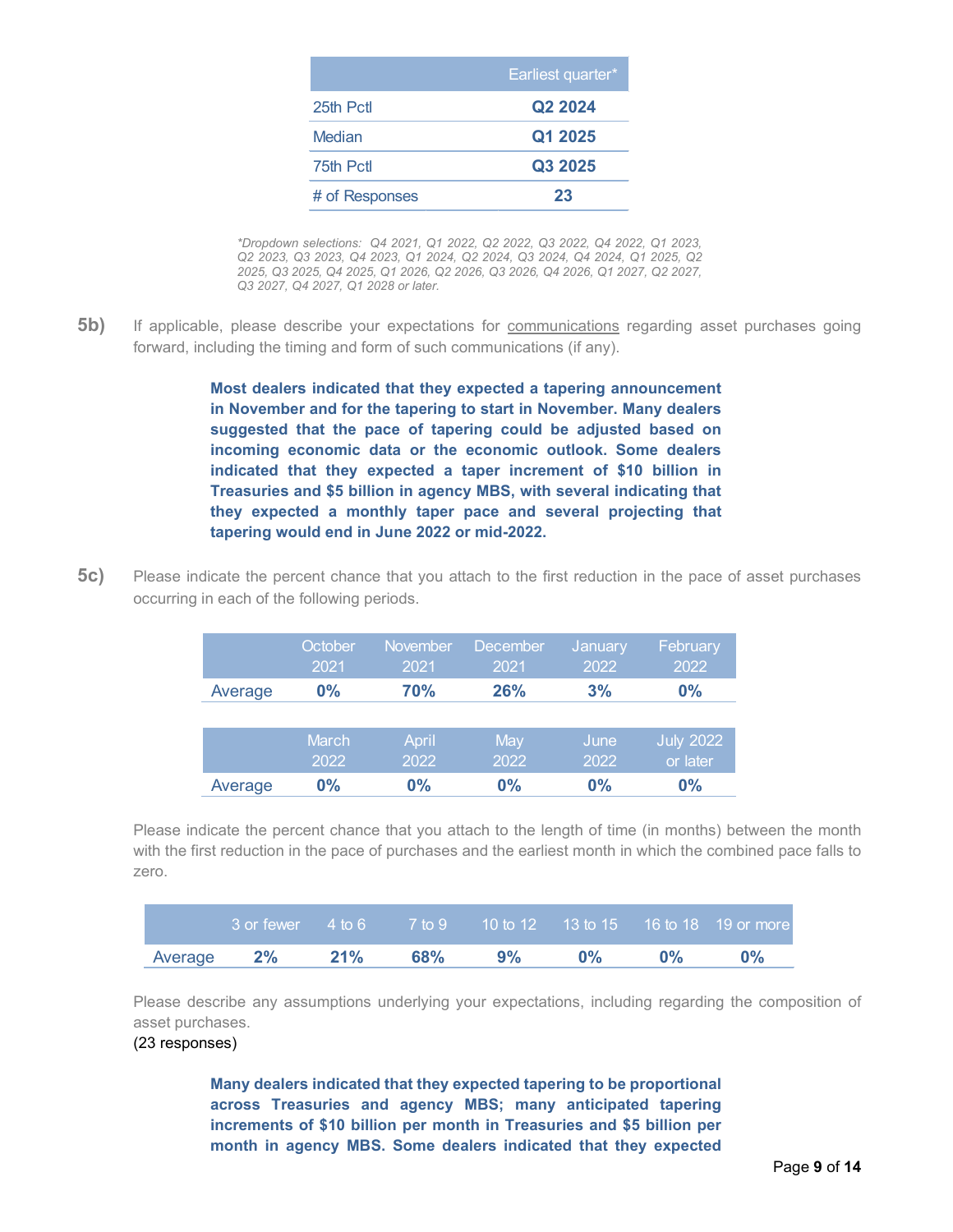| | Earliest quarter* |
|---|---|
| 25th Pctl | **Q2 2024** |
| Median | **Q1 2025** |
| 75th Pctl | **Q3 2025** |
| # of Responses | **23** |

*\*Dropdown selections: Q4 2021, Q1 2022, Q2 2022, Q3 2022, Q4 2022, Q1 2023, Q2 2023, Q3 2023, Q4 2023, Q1 2024, Q2 2024, Q3 2024, Q4 2024, Q1 2025, Q2 2025, Q3 2025, Q4 2025, Q1 2026, Q2 2026, Q3 2026, Q4 2026, Q1 2027, Q2 2027, Q3 2027, Q4 2027, Q1 2028 or later.*

**5b)** If applicable, please describe your expectations for communications regarding asset purchases going forward, including the timing and form of such communications (if any).

> **Most dealers indicated that they expected a tapering announcement in November and for the tapering to start in November. Many dealers suggested that the pace of tapering could be adjusted based on incoming economic data or the economic outlook. Some dealers indicated that they expected a taper increment of $10 billion in Treasuries and $5 billion in agency MBS, with several indicating that they expected a monthly taper pace and several projecting that tapering would end in June 2022 or mid-2022.**

**5c)** Please indicate the percent chance that you attach to the first reduction in the pace of asset purchases occurring in each of the following periods.

| | October 2021 | November 2021 | December 2021 | January 2022 | February 2022 |
|---|---|---|---|---|---|
| Average | **0%** | **70%** | **26%** | **3%** | **0%** |

| | March 2022 | April 2022 | May 2022 | June 2022 | July 2022 or later |
|---|---|---|---|---|---|
| Average | **0%** | **0%** | **0%** | **0%** | **0%** |

Please indicate the percent chance that you attach to the length of time (in months) between the month with the first reduction in the pace of purchases and the earliest month in which the combined pace falls to zero.

| | 3 or fewer | 4 to 6 | 7 to 9 | 10 to 12 | 13 to 15 | 16 to 18 | 19 or more |
|---|---|---|---|---|---|---|---|
| Average | **2%** | **21%** | **68%** | **9%** | **0%** | **0%** | **0%** |

Please describe any assumptions underlying your expectations, including regarding the composition of asset purchases.
(23 responses)

> **Many dealers indicated that they expected tapering to be proportional across Treasuries and agency MBS; many anticipated tapering increments of $10 billion per month in Treasuries and $5 billion per month in agency MBS. Some dealers indicated that they expected**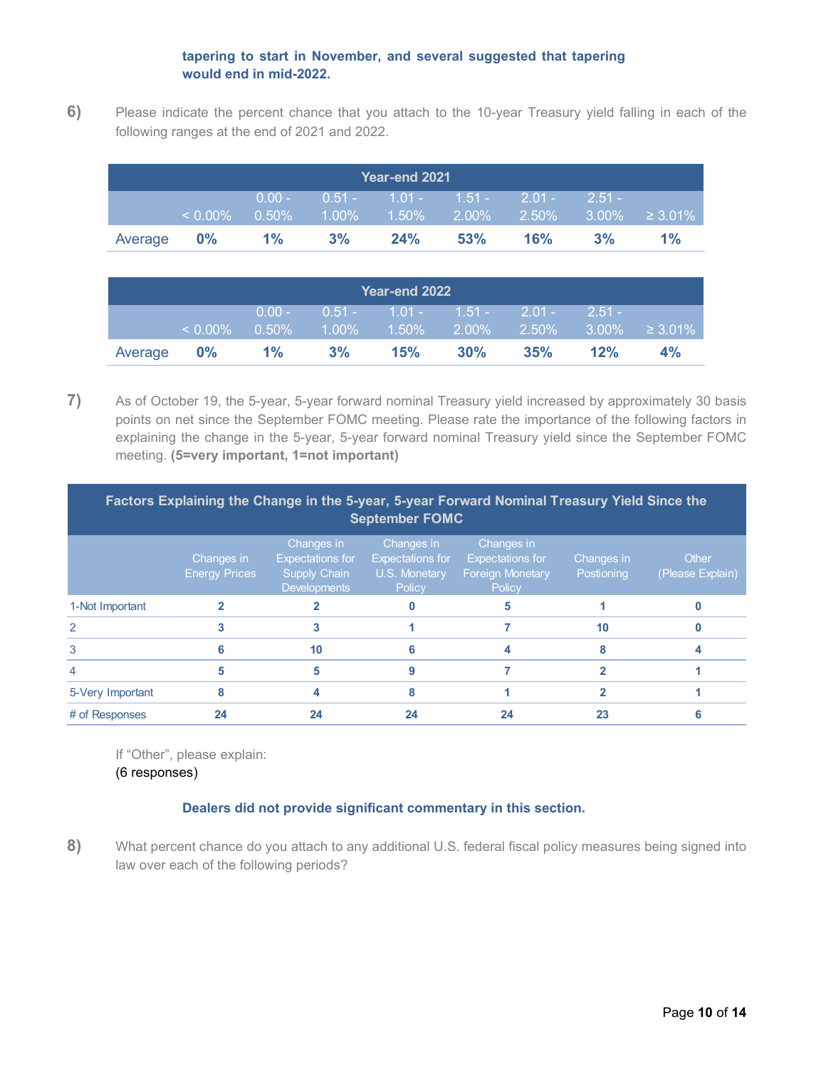**tapering to start in November, and several suggested that tapering would end in mid-2022.**

**6)** Please indicate the percent chance that you attach to the 10-year Treasury yield falling in each of the following ranges at the end of 2021 and 2022.

| Year-end 2021 | | | | | | | | |
|---|---|---|---|---|---|---|---|---|
| | < 0.00% | 0.00 - 0.50% | 0.51 - 1.00% | 1.01 - 1.50% | 1.51 - 2.00% | 2.01 - 2.50% | 2.51 - 3.00% | ≥ 3.01% |
| Average | **0%** | **1%** | **3%** | **24%** | **53%** | **16%** | **3%** | **1%** |

| Year-end 2022 | | | | | | | | |
|---|---|---|---|---|---|---|---|---|
| | < 0.00% | 0.00 - 0.50% | 0.51 - 1.00% | 1.01 - 1.50% | 1.51 - 2.00% | 2.01 - 2.50% | 2.51 - 3.00% | ≥ 3.01% |
| Average | **0%** | **1%** | **3%** | **15%** | **30%** | **35%** | **12%** | **4%** |

**7)** As of October 19, the 5-year, 5-year forward nominal Treasury yield increased by approximately 30 basis points on net since the September FOMC meeting. Please rate the importance of the following factors in explaining the change in the 5-year, 5-year forward nominal Treasury yield since the September FOMC meeting. **(5=very important, 1=not important)**

| Factors Explaining the Change in the 5-year, 5-year Forward Nominal Treasury Yield Since the September FOMC | | | | | | |
|---|---|---|---|---|---|---|
| | Changes in Energy Prices | Changes in Expectations for Supply Chain Developments | Changes in Expectations for U.S. Monetary Policy | Changes in Expectations for Foreign Monetary Policy | Changes in Postioning | Other (Please Explain) |
| 1-Not Important | 2 | 2 | 0 | 5 | 1 | 0 |
| 2 | 3 | 3 | 1 | 7 | 10 | 0 |
| 3 | 6 | 10 | 6 | 4 | 8 | 4 |
| 4 | 5 | 5 | 9 | 7 | 2 | 1 |
| 5-Very Important | 8 | 4 | 8 | 1 | 2 | 1 |
| # of Responses | 24 | 24 | 24 | 24 | 23 | 6 |

If "Other", please explain:
(6 responses)

**Dealers did not provide significant commentary in this section.**

**8)** What percent chance do you attach to any additional U.S. federal fiscal policy measures being signed into law over each of the following periods?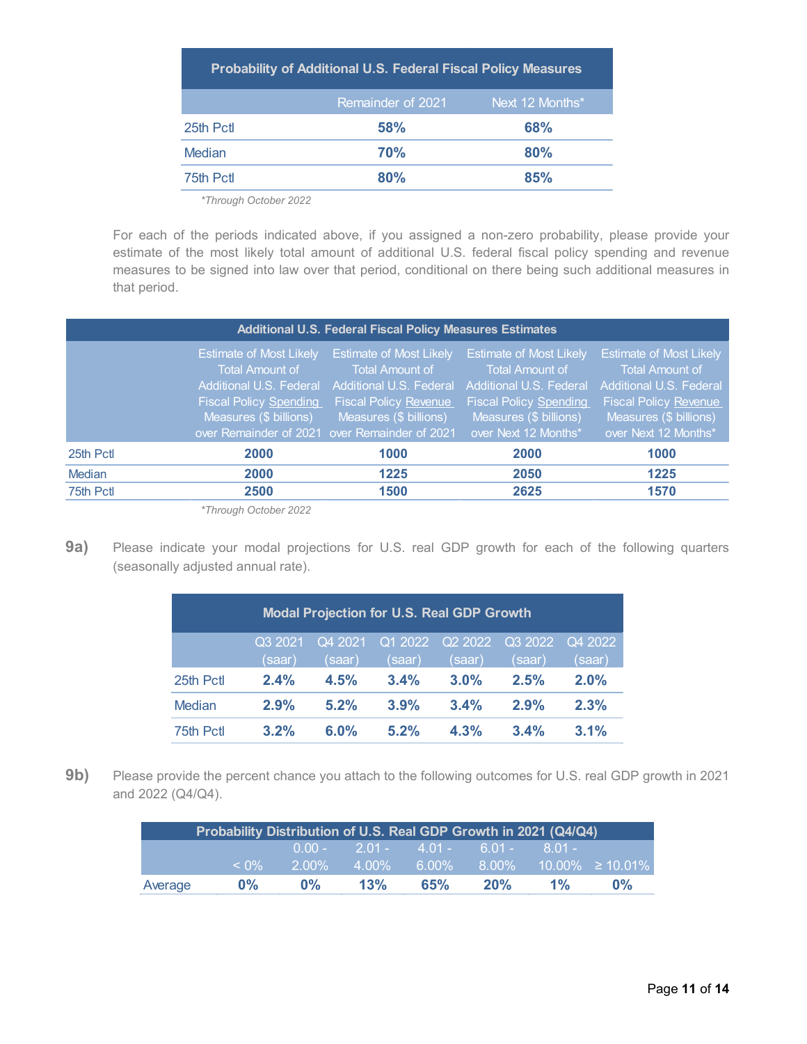| Probability of Additional U.S. Federal Fiscal Policy Measures | | |
|---|---|---|
| | Remainder of 2021 | Next 12 Months* |
| 25th Pctl | **58%** | **68%** |
| Median | **70%** | **80%** |
| 75th Pctl | **80%** | **85%** |

*\*Through October 2022*

For each of the periods indicated above, if you assigned a non-zero probability, please provide your estimate of the most likely total amount of additional U.S. federal fiscal policy spending and revenue measures to be signed into law over that period, conditional on there being such additional measures in that period.

| Additional U.S. Federal Fiscal Policy Measures Estimates | | | | |
|---|---|---|---|---|
| | Estimate of Most Likely Total Amount of Additional U.S. Federal Fiscal Policy Spending Measures ($ billions) over Remainder of 2021 | Estimate of Most Likely Total Amount of Additional U.S. Federal Fiscal Policy Revenue Measures ($ billions) over Remainder of 2021 | Estimate of Most Likely Total Amount of Additional U.S. Federal Fiscal Policy Spending Measures ($ billions) over Next 12 Months* | Estimate of Most Likely Total Amount of Additional U.S. Federal Fiscal Policy Revenue Measures ($ billions) over Next 12 Months* |
| 25th Pctl | **2000** | **1000** | **2000** | **1000** |
| Median | **2000** | **1225** | **2050** | **1225** |
| 75th Pctl | **2500** | **1500** | **2625** | **1570** |

*\*Through October 2022*

**9a)** Please indicate your modal projections for U.S. real GDP growth for each of the following quarters (seasonally adjusted annual rate).

| Modal Projection for U.S. Real GDP Growth | | | | | | |
|---|---|---|---|---|---|---|
| | Q3 2021 (saar) | Q4 2021 (saar) | Q1 2022 (saar) | Q2 2022 (saar) | Q3 2022 (saar) | Q4 2022 (saar) |
| 25th Pctl | **2.4%** | **4.5%** | **3.4%** | **3.0%** | **2.5%** | **2.0%** |
| Median | **2.9%** | **5.2%** | **3.9%** | **3.4%** | **2.9%** | **2.3%** |
| 75th Pctl | **3.2%** | **6.0%** | **5.2%** | **4.3%** | **3.4%** | **3.1%** |

**9b)** Please provide the percent chance you attach to the following outcomes for U.S. real GDP growth in 2021 and 2022 (Q4/Q4).

| Probability Distribution of U.S. Real GDP Growth in 2021 (Q4/Q4) | | | | | | | |
|---|---|---|---|---|---|---|---|
| | < 0% | 0.00 - 2.00% | 2.01 - 4.00% | 4.01 - 6.00% | 6.01 - 8.00% | 8.01 - 10.00% | ≥ 10.01% |
| Average | **0%** | **0%** | **13%** | **65%** | **20%** | **1%** | **0%** |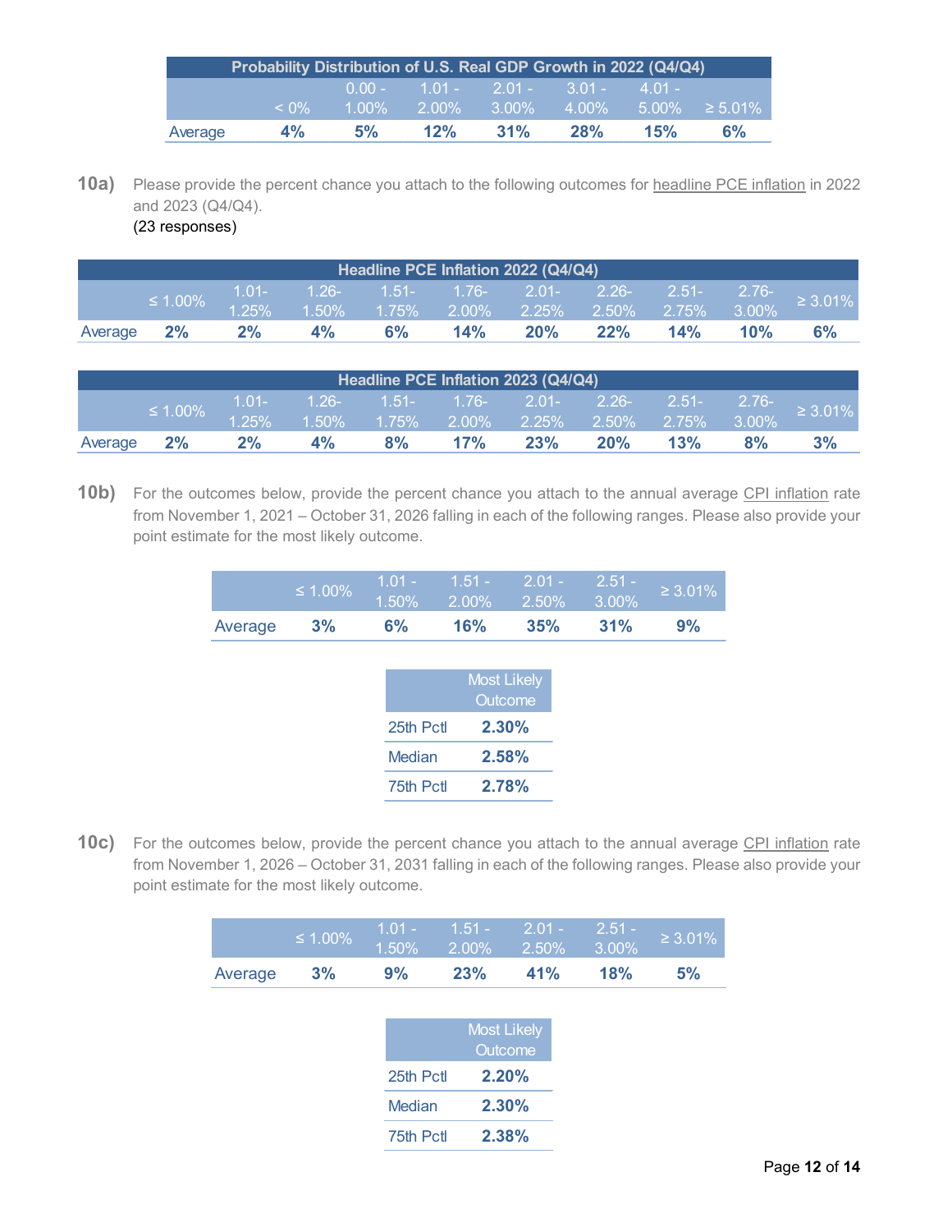| Probability Distribution of U.S. Real GDP Growth in 2022 (Q4/Q4) | | | | | | | |
|---|---|---|---|---|---|---|---|
| | < 0% | 0.00 - 1.00% | 1.01 - 2.00% | 2.01 - 3.00% | 3.01 - 4.00% | 4.01 - 5.00% | ≥ 5.01% |
| Average | **4%** | **5%** | **12%** | **31%** | **28%** | **15%** | **6%** |

**10a)** Please provide the percent chance you attach to the following outcomes for headline PCE inflation in 2022 and 2023 (Q4/Q4).
(23 responses)

| Headline PCE Inflation 2022 (Q4/Q4) | | | | | | | | | | |
|---|---|---|---|---|---|---|---|---|---|---|
| | ≤ 1.00% | 1.01-1.25% | 1.26-1.50% | 1.51-1.75% | 1.76-2.00% | 2.01-2.25% | 2.26-2.50% | 2.51-2.75% | 2.76-3.00% | ≥ 3.01% |
| Average | **2%** | **2%** | **4%** | **6%** | **14%** | **20%** | **22%** | **14%** | **10%** | **6%** |

| Headline PCE Inflation 2023 (Q4/Q4) | | | | | | | | | | |
|---|---|---|---|---|---|---|---|---|---|---|
| | ≤ 1.00% | 1.01-1.25% | 1.26-1.50% | 1.51-1.75% | 1.76-2.00% | 2.01-2.25% | 2.26-2.50% | 2.51-2.75% | 2.76-3.00% | ≥ 3.01% |
| Average | **2%** | **2%** | **4%** | **8%** | **17%** | **23%** | **20%** | **13%** | **8%** | **3%** |

**10b)** For the outcomes below, provide the percent chance you attach to the annual average CPI inflation rate from November 1, 2021 – October 31, 2026 falling in each of the following ranges. Please also provide your point estimate for the most likely outcome.

| | ≤ 1.00% | 1.01 - 1.50% | 1.51 - 2.00% | 2.01 - 2.50% | 2.51 - 3.00% | ≥ 3.01% |
|---|---|---|---|---|---|---|
| Average | **3%** | **6%** | **16%** | **35%** | **31%** | **9%** |

| | Most Likely Outcome |
|---|---|
| 25th Pctl | **2.30%** |
| Median | **2.58%** |
| 75th Pctl | **2.78%** |

**10c)** For the outcomes below, provide the percent chance you attach to the annual average CPI inflation rate from November 1, 2026 – October 31, 2031 falling in each of the following ranges. Please also provide your point estimate for the most likely outcome.

| | ≤ 1.00% | 1.01 - 1.50% | 1.51 - 2.00% | 2.01 - 2.50% | 2.51 - 3.00% | ≥ 3.01% |
|---|---|---|---|---|---|---|
| Average | **3%** | **9%** | **23%** | **41%** | **18%** | **5%** |

| | Most Likely Outcome |
|---|---|
| 25th Pctl | **2.20%** |
| Median | **2.30%** |
| 75th Pctl | **2.38%** |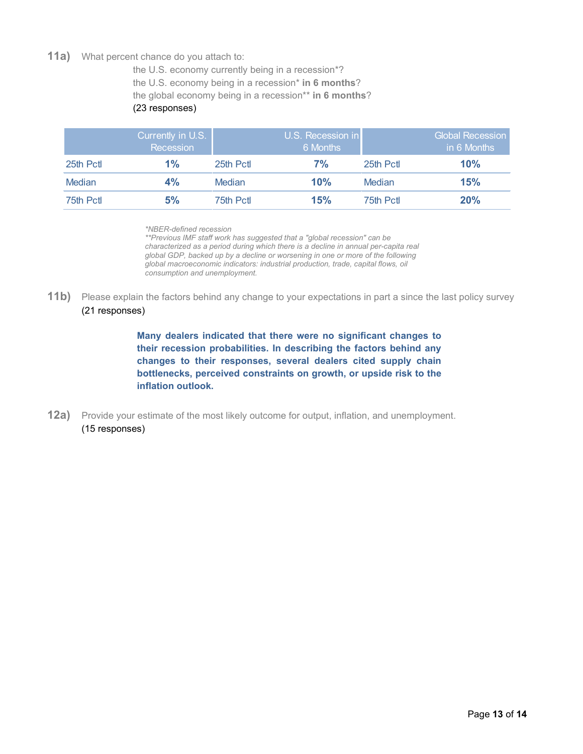**11a)** What percent chance do you attach to:

the U.S. economy currently being in a recession*?
the U.S. economy being in a recession* **in 6 months**?
the global economy being in a recession** **in 6 months**?
(23 responses)

| | Currently in U.S. Recession | | U.S. Recession in 6 Months | | Global Recession in 6 Months |
|---|---|---|---|---|---|
| 25th Pctl | **1%** | 25th Pctl | **7%** | 25th Pctl | **10%** |
| Median | **4%** | Median | **10%** | Median | **15%** |
| 75th Pctl | **5%** | 75th Pctl | **15%** | 75th Pctl | **20%** |

*\*NBER-defined recession*
*\*\*Previous IMF staff work has suggested that a "global recession" can be characterized as a period during which there is a decline in annual per-capita real global GDP, backed up by a decline or worsening in one or more of the following global macroeconomic indicators: industrial production, trade, capital flows, oil consumption and unemployment.*

**11b)** Please explain the factors behind any change to your expectations in part a since the last policy survey
(21 responses)

**Many dealers indicated that there were no significant changes to their recession probabilities. In describing the factors behind any changes to their responses, several dealers cited supply chain bottlenecks, perceived constraints on growth, or upside risk to the inflation outlook.**

**12a)** Provide your estimate of the most likely outcome for output, inflation, and unemployment.
(15 responses)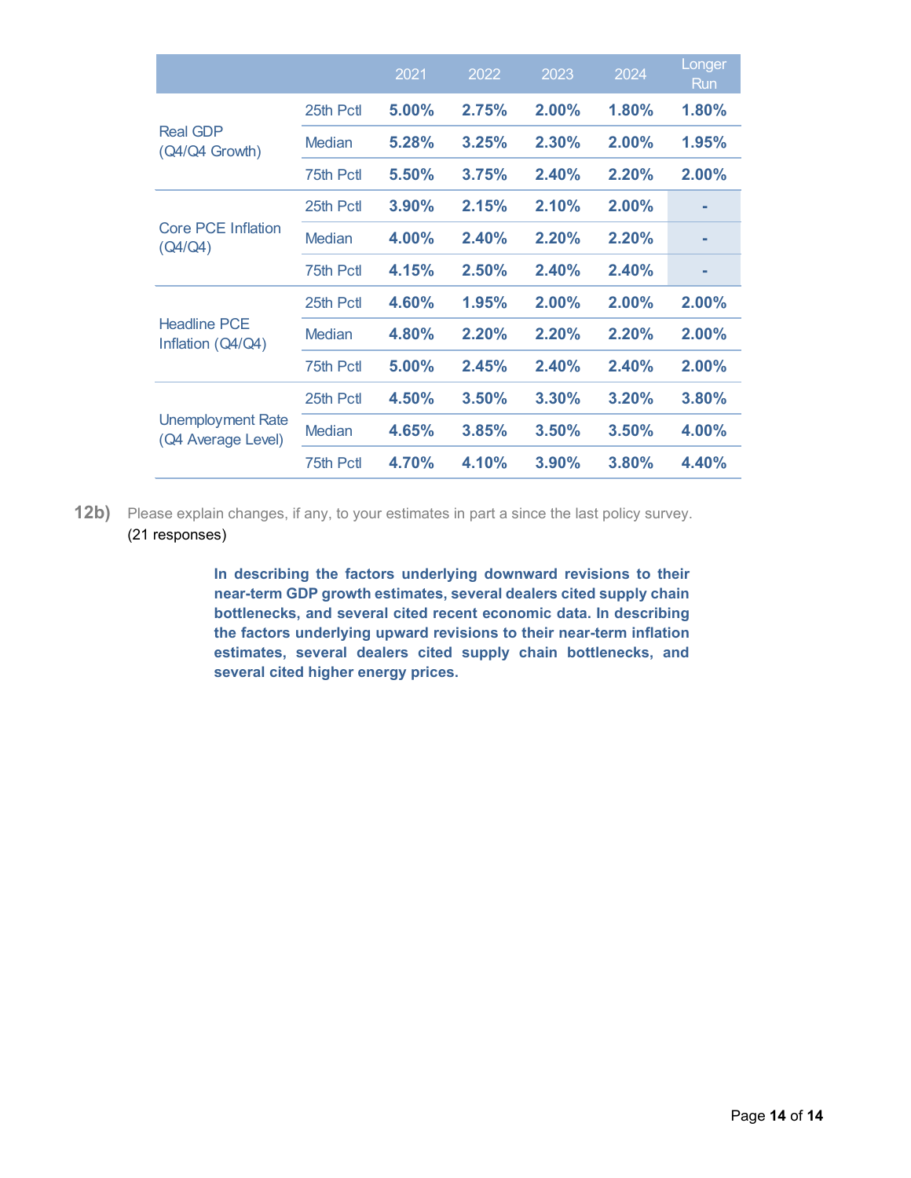| | | 2021 | 2022 | 2023 | 2024 | Longer Run |
|---|---|---|---|---|---|---|
| Real GDP (Q4/Q4 Growth) | 25th Pctl | **5.00%** | **2.75%** | **2.00%** | **1.80%** | **1.80%** |
| | Median | **5.28%** | **3.25%** | **2.30%** | **2.00%** | **1.95%** |
| | 75th Pctl | **5.50%** | **3.75%** | **2.40%** | **2.20%** | **2.00%** |
| Core PCE Inflation (Q4/Q4) | 25th Pctl | **3.90%** | **2.15%** | **2.10%** | **2.00%** | - |
| | Median | **4.00%** | **2.40%** | **2.20%** | **2.20%** | - |
| | 75th Pctl | **4.15%** | **2.50%** | **2.40%** | **2.40%** | - |
| Headline PCE Inflation (Q4/Q4) | 25th Pctl | **4.60%** | **1.95%** | **2.00%** | **2.00%** | **2.00%** |
| | Median | **4.80%** | **2.20%** | **2.20%** | **2.20%** | **2.00%** |
| | 75th Pctl | **5.00%** | **2.45%** | **2.40%** | **2.40%** | **2.00%** |
| Unemployment Rate (Q4 Average Level) | 25th Pctl | **4.50%** | **3.50%** | **3.30%** | **3.20%** | **3.80%** |
| | Median | **4.65%** | **3.85%** | **3.50%** | **3.50%** | **4.00%** |
| | 75th Pctl | **4.70%** | **4.10%** | **3.90%** | **3.80%** | **4.40%** |

**12b)** Please explain changes, if any, to your estimates in part a since the last policy survey.
(21 responses)

**In describing the factors underlying downward revisions to their near-term GDP growth estimates, several dealers cited supply chain bottlenecks, and several cited recent economic data. In describing the factors underlying upward revisions to their near-term inflation estimates, several dealers cited supply chain bottlenecks, and several cited higher energy prices.**